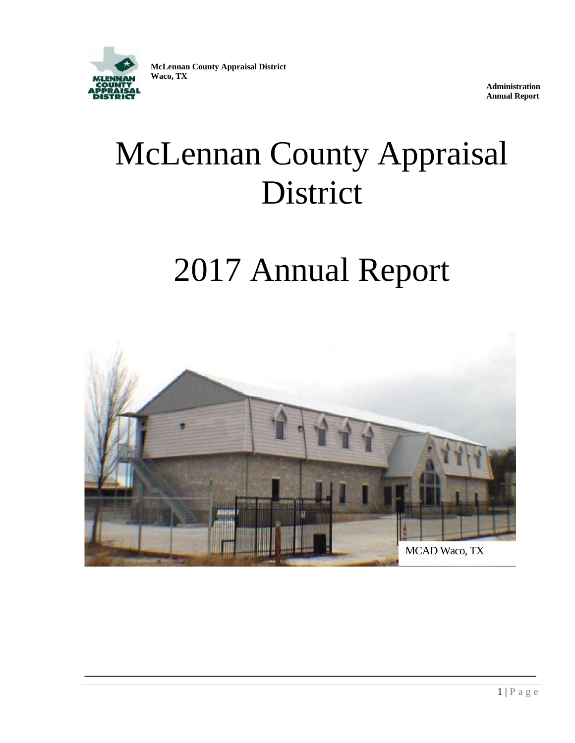McLennan County Appraisal District
Waco, TX

Administration
Annual Report

# McLennan County Appraisal District

# 2017 Annual Report

MCAD Waco, TX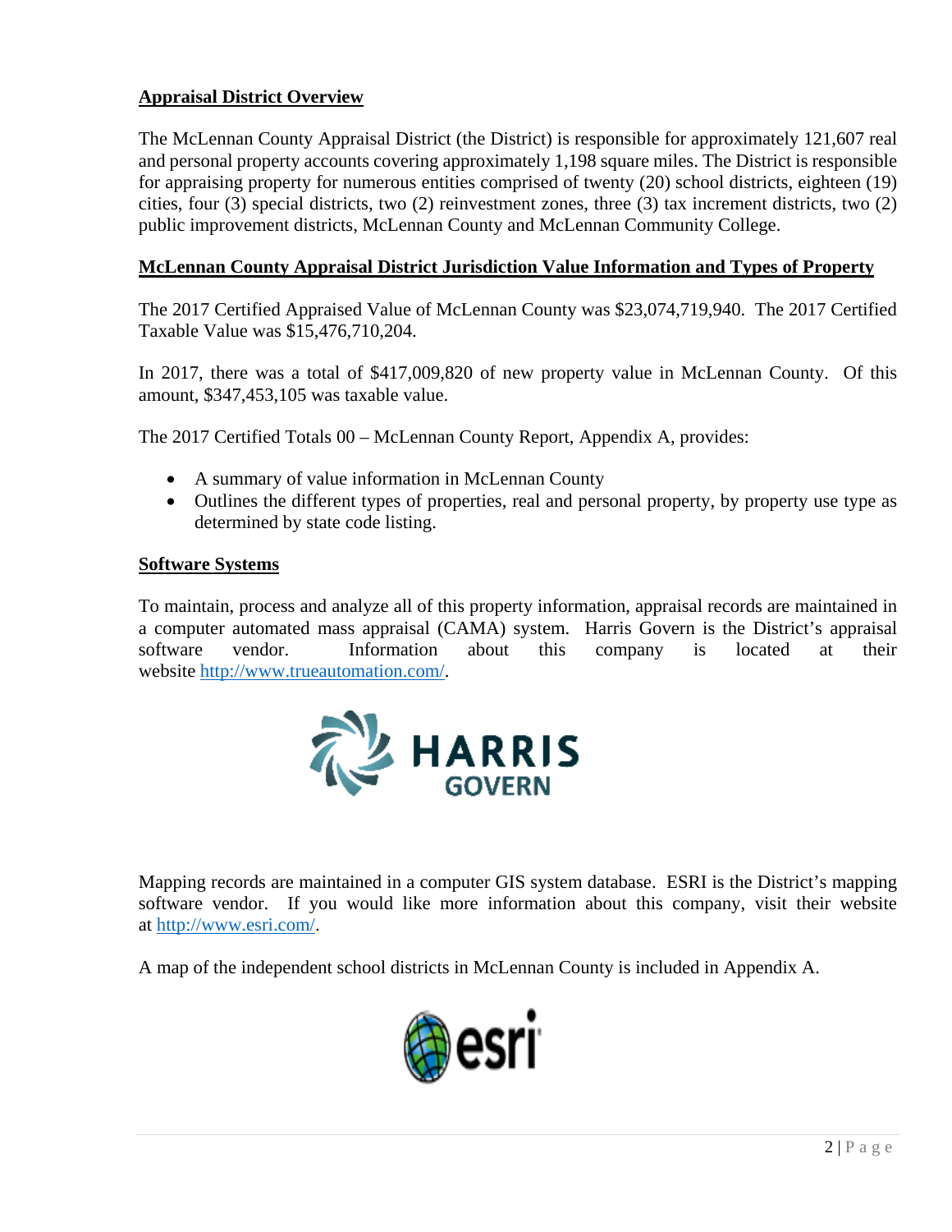## Appraisal District Overview

The McLennan County Appraisal District (the District) is responsible for approximately 121,607 real and personal property accounts covering approximately 1,198 square miles. The District is responsible for appraising property for numerous entities comprised of twenty (20) school districts, eighteen (19) cities, four (3) special districts, two (2) reinvestment zones, three (3) tax increment districts, two (2) public improvement districts, McLennan County and McLennan Community College.

## McLennan County Appraisal District Jurisdiction Value Information and Types of Property

The 2017 Certified Appraised Value of McLennan County was $23,074,719,940. The 2017 Certified Taxable Value was $15,476,710,204.

In 2017, there was a total of $417,009,820 of new property value in McLennan County. Of this amount, $347,453,105 was taxable value.

The 2017 Certified Totals 00 – McLennan County Report, Appendix A, provides:

- A summary of value information in McLennan County
- Outlines the different types of properties, real and personal property, by property use type as determined by state code listing.

## Software Systems

To maintain, process and analyze all of this property information, appraisal records are maintained in a computer automated mass appraisal (CAMA) system. Harris Govern is the District's appraisal software vendor. Information about this company is located at their website http://www.trueautomation.com/.

Mapping records are maintained in a computer GIS system database. ESRI is the District's mapping software vendor. If you would like more information about this company, visit their website at http://www.esri.com/.

A map of the independent school districts in McLennan County is included in Appendix A.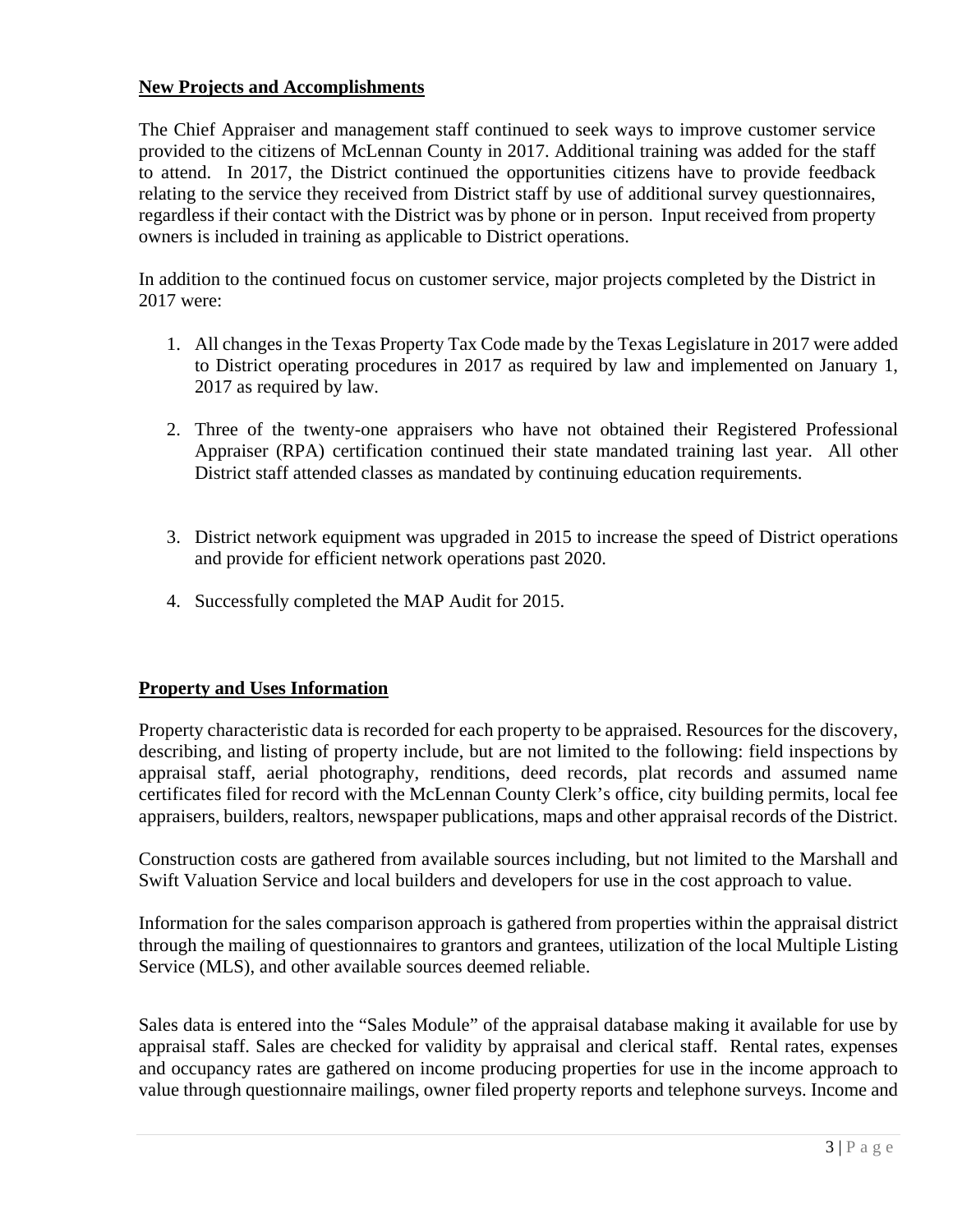## New Projects and Accomplishments

The Chief Appraiser and management staff continued to seek ways to improve customer service provided to the citizens of McLennan County in 2017. Additional training was added for the staff to attend. In 2017, the District continued the opportunities citizens have to provide feedback relating to the service they received from District staff by use of additional survey questionnaires, regardless if their contact with the District was by phone or in person. Input received from property owners is included in training as applicable to District operations.

In addition to the continued focus on customer service, major projects completed by the District in 2017 were:

1. All changes in the Texas Property Tax Code made by the Texas Legislature in 2017 were added to District operating procedures in 2017 as required by law and implemented on January 1, 2017 as required by law.

2. Three of the twenty-one appraisers who have not obtained their Registered Professional Appraiser (RPA) certification continued their state mandated training last year. All other District staff attended classes as mandated by continuing education requirements.

3. District network equipment was upgraded in 2015 to increase the speed of District operations and provide for efficient network operations past 2020.

4. Successfully completed the MAP Audit for 2015.

## Property and Uses Information

Property characteristic data is recorded for each property to be appraised. Resources for the discovery, describing, and listing of property include, but are not limited to the following: field inspections by appraisal staff, aerial photography, renditions, deed records, plat records and assumed name certificates filed for record with the McLennan County Clerk's office, city building permits, local fee appraisers, builders, realtors, newspaper publications, maps and other appraisal records of the District.

Construction costs are gathered from available sources including, but not limited to the Marshall and Swift Valuation Service and local builders and developers for use in the cost approach to value.

Information for the sales comparison approach is gathered from properties within the appraisal district through the mailing of questionnaires to grantors and grantees, utilization of the local Multiple Listing Service (MLS), and other available sources deemed reliable.

Sales data is entered into the "Sales Module" of the appraisal database making it available for use by appraisal staff. Sales are checked for validity by appraisal and clerical staff. Rental rates, expenses and occupancy rates are gathered on income producing properties for use in the income approach to value through questionnaire mailings, owner filed property reports and telephone surveys. Income and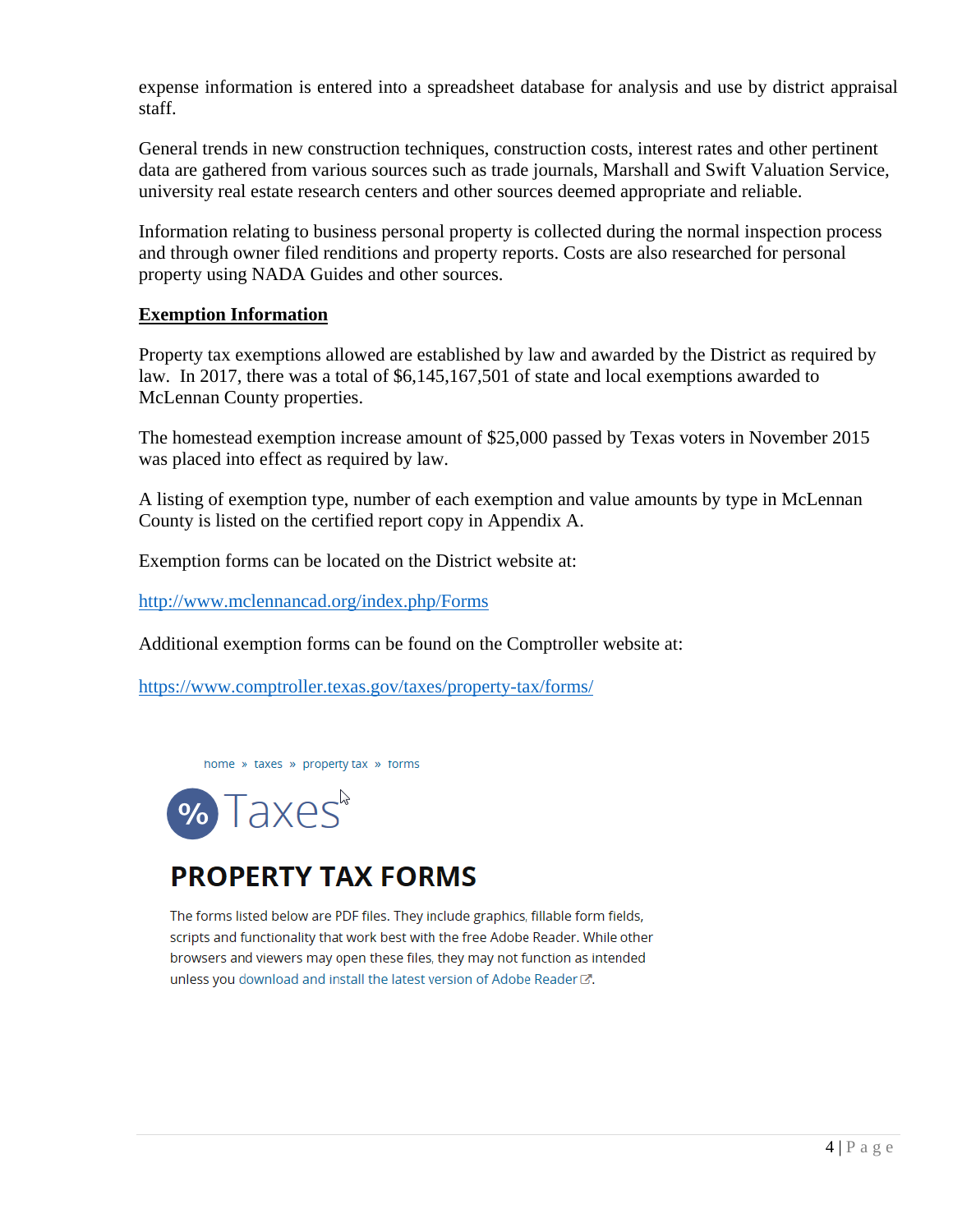expense information is entered into a spreadsheet database for analysis and use by district appraisal staff.

General trends in new construction techniques, construction costs, interest rates and other pertinent data are gathered from various sources such as trade journals, Marshall and Swift Valuation Service, university real estate research centers and other sources deemed appropriate and reliable.

Information relating to business personal property is collected during the normal inspection process and through owner filed renditions and property reports. Costs are also researched for personal property using NADA Guides and other sources.

**Exemption Information**

Property tax exemptions allowed are established by law and awarded by the District as required by law. In 2017, there was a total of $6,145,167,501 of state and local exemptions awarded to McLennan County properties.

The homestead exemption increase amount of $25,000 passed by Texas voters in November 2015 was placed into effect as required by law.

A listing of exemption type, number of each exemption and value amounts by type in McLennan County is listed on the certified report copy in Appendix A.

Exemption forms can be located on the District website at:

http://www.mclennancad.org/index.php/Forms

Additional exemption forms can be found on the Comptroller website at:

https://www.comptroller.texas.gov/taxes/property-tax/forms/

home » taxes » property tax » forms

% Taxes

# PROPERTY TAX FORMS

The forms listed below are PDF files. They include graphics, fillable form fields, scripts and functionality that work best with the free Adobe Reader. While other browsers and viewers may open these files, they may not function as intended unless you download and install the latest version of Adobe Reader.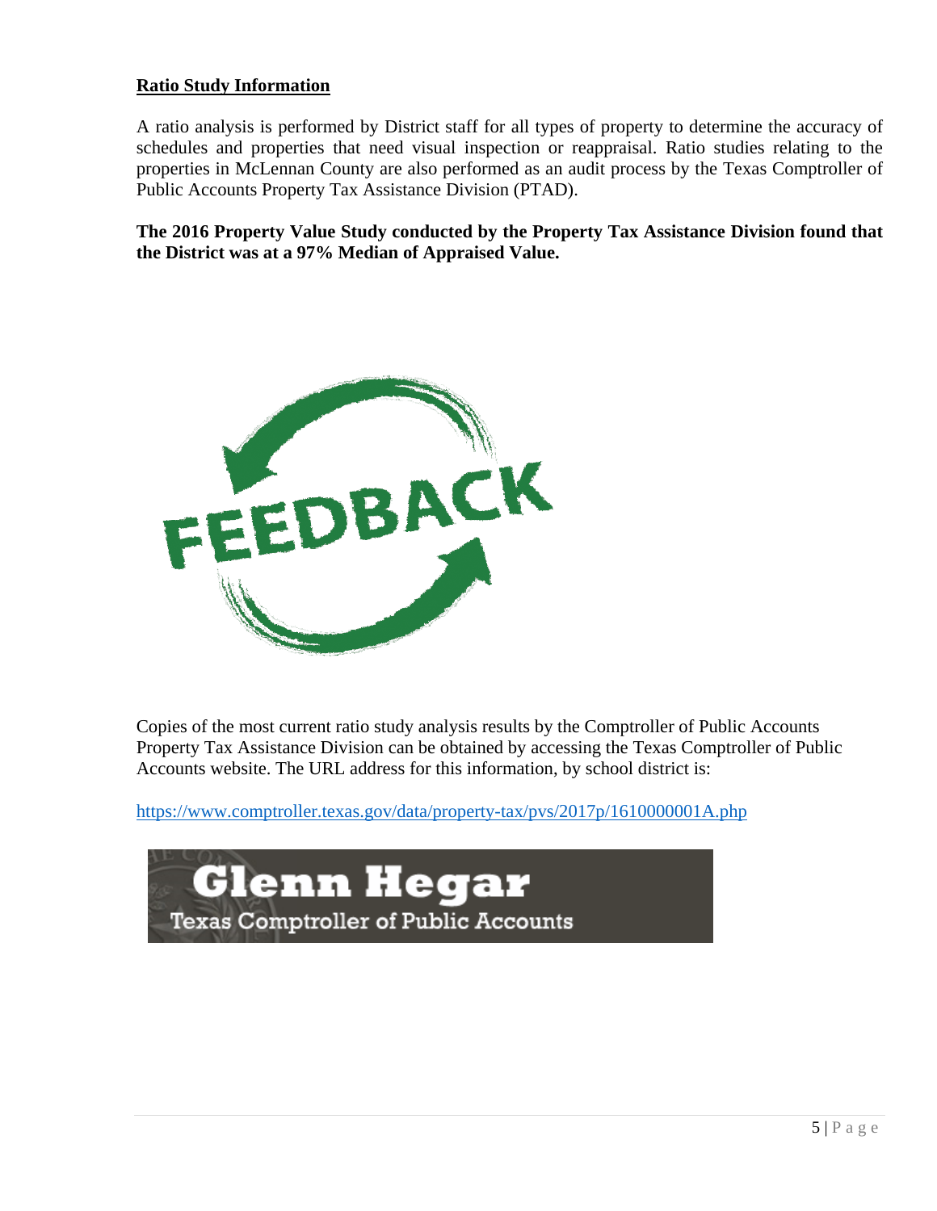**Ratio Study Information**

A ratio analysis is performed by District staff for all types of property to determine the accuracy of schedules and properties that need visual inspection or reappraisal. Ratio studies relating to the properties in McLennan County are also performed as an audit process by the Texas Comptroller of Public Accounts Property Tax Assistance Division (PTAD).

**The 2016 Property Value Study conducted by the Property Tax Assistance Division found that the District was at a 97% Median of Appraised Value.**

Copies of the most current ratio study analysis results by the Comptroller of Public Accounts Property Tax Assistance Division can be obtained by accessing the Texas Comptroller of Public Accounts website. The URL address for this information, by school district is:

https://www.comptroller.texas.gov/data/property-tax/pvs/2017p/1610000001A.php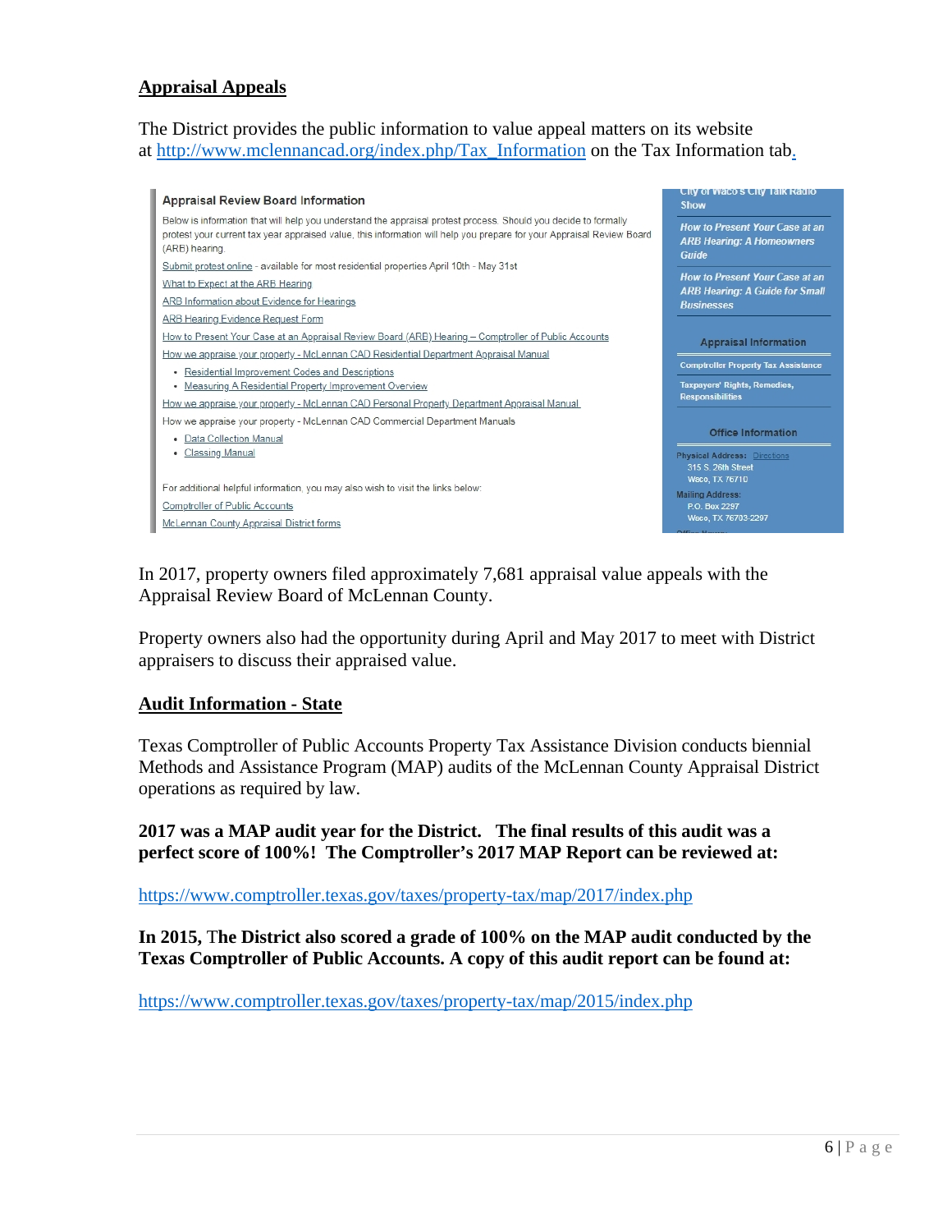## Appraisal Appeals

The District provides the public information to value appeal matters on its website at http://www.mclennancad.org/index.php/Tax_Information on the Tax Information tab.

**Appraisal Review Board Information**

Below is information that will help you understand the appraisal protest process. Should you decide to formally protest your current tax year appraised value, this information will help you prepare for your Appraisal Review Board (ARB) hearing.

Submit protest online - available for most residential properties April 10th - May 31st

What to Expect at the ARB Hearing

ARB Information about Evidence for Hearings

ARB Hearing Evidence Request Form

How to Present Your Case at an Appraisal Review Board (ARB) Hearing – Comptroller of Public Accounts

How we appraise your property - McLennan CAD Residential Department Appraisal Manual

- Residential Improvement Codes and Descriptions
- Measuring A Residential Property Improvement Overview

How we appraise your property - McLennan CAD Personal Property Department Appraisal Manual

How we appraise your property - McLennan CAD Commercial Department Manuals

- Data Collection Manual
- Classing Manual

For additional helpful information, you may also wish to visit the links below:

Comptroller of Public Accounts

McLennan County Appraisal District forms

City of Waco's City Talk Radio Show

*How to Present Your Case at an ARB Hearing: A Homeowners Guide*

*How to Present Your Case at an ARB Hearing: A Guide for Small Businesses*

**Appraisal Information**

Comptroller Property Tax Assistance

Taxpayers' Rights, Remedies, Responsibilities

**Office Information**

Physical Address: Directions
315 S. 26th Street
Waco, TX 76710

Mailing Address:
P.O. Box 2297
Waco, TX 76703-2297

In 2017, property owners filed approximately 7,681 appraisal value appeals with the Appraisal Review Board of McLennan County.

Property owners also had the opportunity during April and May 2017 to meet with District appraisers to discuss their appraised value.

## Audit Information - State

Texas Comptroller of Public Accounts Property Tax Assistance Division conducts biennial Methods and Assistance Program (MAP) audits of the McLennan County Appraisal District operations as required by law.

**2017 was a MAP audit year for the District. The final results of this audit was a perfect score of 100%! The Comptroller's 2017 MAP Report can be reviewed at:**

https://www.comptroller.texas.gov/taxes/property-tax/map/2017/index.php

**In 2015, The District also scored a grade of 100% on the MAP audit conducted by the Texas Comptroller of Public Accounts. A copy of this audit report can be found at:**

https://www.comptroller.texas.gov/taxes/property-tax/map/2015/index.php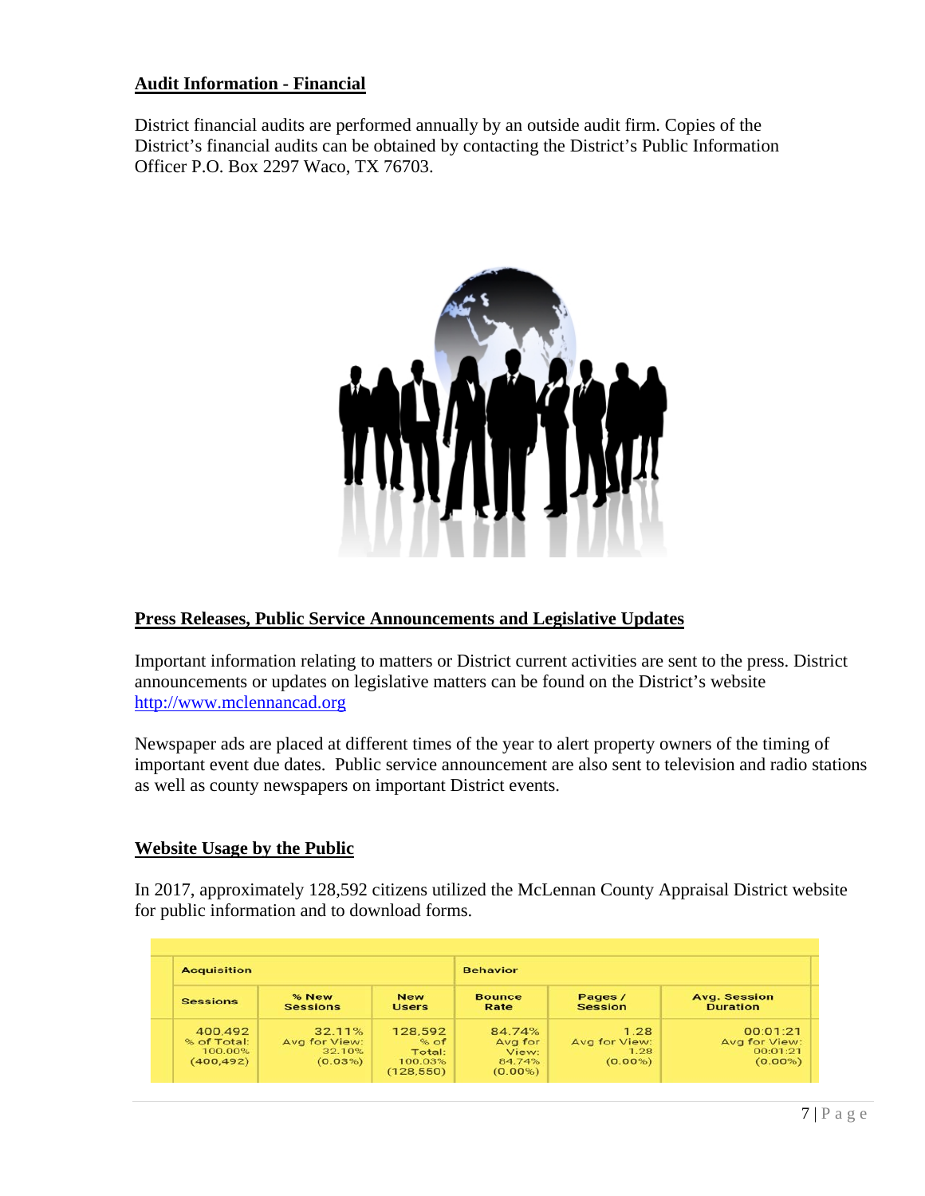## Audit Information - Financial

District financial audits are performed annually by an outside audit firm. Copies of the District's financial audits can be obtained by contacting the District's Public Information Officer P.O. Box 2297 Waco, TX 76703.

## Press Releases, Public Service Announcements and Legislative Updates

Important information relating to matters or District current activities are sent to the press. District announcements or updates on legislative matters can be found on the District's website http://www.mclennancad.org

Newspaper ads are placed at different times of the year to alert property owners of the timing of important event due dates. Public service announcement are also sent to television and radio stations as well as county newspapers on important District events.

## Website Usage by the Public

In 2017, approximately 128,592 citizens utilized the McLennan County Appraisal District website for public information and to download forms.

| Acquisition | | | Behavior | | |
|---|---|---|---|---|---|
| Sessions | % New Sessions | New Users | Bounce Rate | Pages / Session | Avg. Session Duration |
| 400,492 % of Total: 100.00% (400,492) | 32.11% Avg for View: 32.10% (0.03%) | 128,592 % of Total: 100.03% (128,550) | 84.74% Avg for View: 84.74% (0.00%) | 1.28 Avg for View: 1.28 (0.00%) | 00:01:21 Avg for View: 00:01:21 (0.00%) |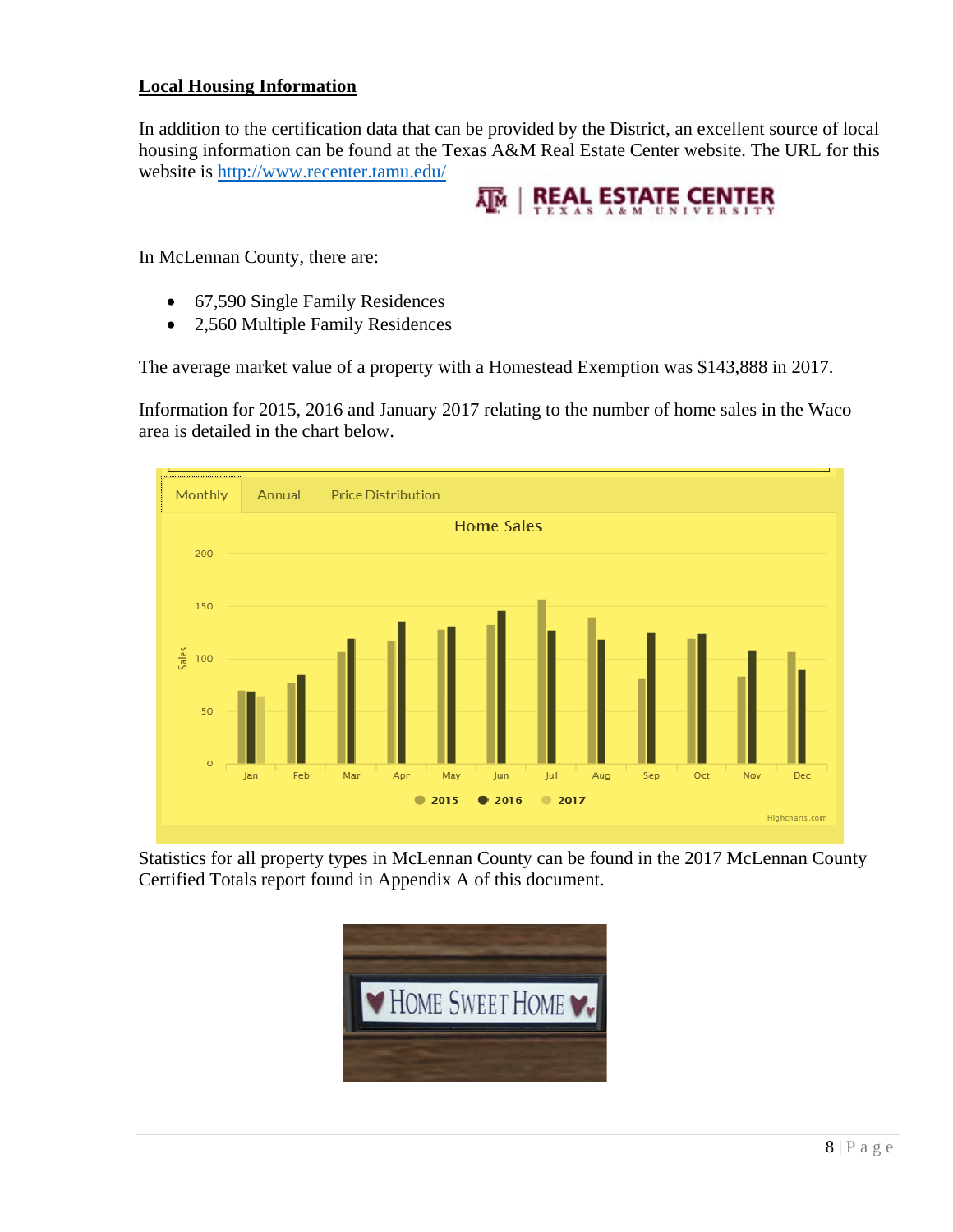## Local Housing Information

In addition to the certification data that can be provided by the District, an excellent source of local housing information can be found at the Texas A&M Real Estate Center website. The URL for this website is http://www.recenter.tamu.edu/

In McLennan County, there are:

- 67,590 Single Family Residences
- 2,560 Multiple Family Residences

The average market value of a property with a Homestead Exemption was $143,888 in 2017.

Information for 2015, 2016 and January 2017 relating to the number of home sales in the Waco area is detailed in the chart below.

Statistics for all property types in McLennan County can be found in the 2017 McLennan County Certified Totals report found in Appendix A of this document.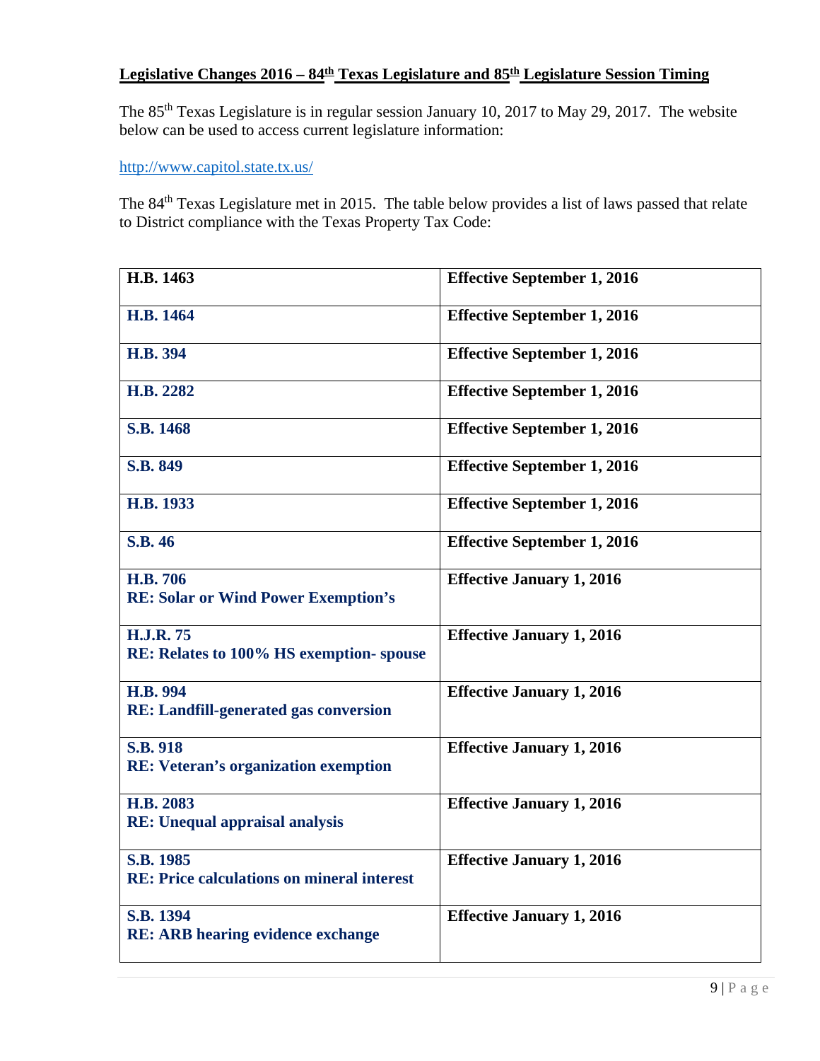## Legislative Changes 2016 – 84th Texas Legislature and 85th Legislature Session Timing

The 85th Texas Legislature is in regular session January 10, 2017 to May 29, 2017. The website below can be used to access current legislature information:

http://www.capitol.state.tx.us/

The 84th Texas Legislature met in 2015. The table below provides a list of laws passed that relate to District compliance with the Texas Property Tax Code:

| | |
|---|---|
| **H.B. 1463** | **Effective September 1, 2016** |
| **H.B. 1464** | **Effective September 1, 2016** |
| **H.B. 394** | **Effective September 1, 2016** |
| **H.B. 2282** | **Effective September 1, 2016** |
| **S.B. 1468** | **Effective September 1, 2016** |
| **S.B. 849** | **Effective September 1, 2016** |
| **H.B. 1933** | **Effective September 1, 2016** |
| **S.B. 46** | **Effective September 1, 2016** |
| **H.B. 706**<br>**RE: Solar or Wind Power Exemption's** | **Effective January 1, 2016** |
| **H.J.R. 75**<br>**RE: Relates to 100% HS exemption- spouse** | **Effective January 1, 2016** |
| **H.B. 994**<br>**RE: Landfill-generated gas conversion** | **Effective January 1, 2016** |
| **S.B. 918**<br>**RE: Veteran's organization exemption** | **Effective January 1, 2016** |
| **H.B. 2083**<br>**RE: Unequal appraisal analysis** | **Effective January 1, 2016** |
| **S.B. 1985**<br>**RE: Price calculations on mineral interest** | **Effective January 1, 2016** |
| **S.B. 1394**<br>**RE: ARB hearing evidence exchange** | **Effective January 1, 2016** |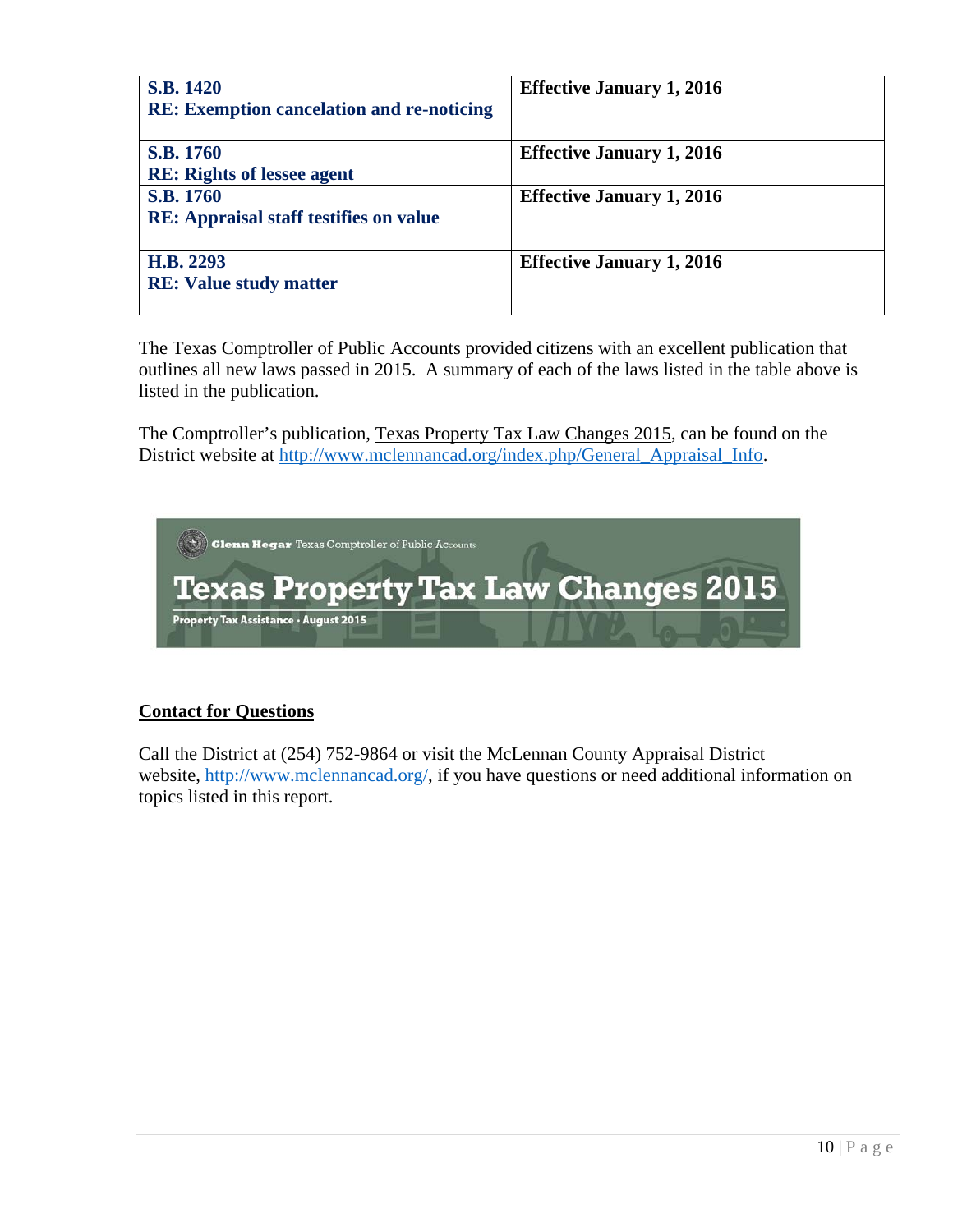| | |
|---|---|
| **S.B. 1420**<br>**RE: Exemption cancelation and re-noticing** | **Effective January 1, 2016** |
| **S.B. 1760**<br>**RE: Rights of lessee agent** | **Effective January 1, 2016** |
| **S.B. 1760**<br>**RE: Appraisal staff testifies on value** | **Effective January 1, 2016** |
| **H.B. 2293**<br>**RE: Value study matter** | **Effective January 1, 2016** |

The Texas Comptroller of Public Accounts provided citizens with an excellent publication that outlines all new laws passed in 2015. A summary of each of the laws listed in the table above is listed in the publication.

The Comptroller's publication, Texas Property Tax Law Changes 2015, can be found on the District website at http://www.mclennancad.org/index.php/General_Appraisal_Info.

Glenn Hegar Texas Comptroller of Public Accounts

Texas Property Tax Law Changes 2015

Property Tax Assistance • August 2015

## Contact for Questions

Call the District at (254) 752-9864 or visit the McLennan County Appraisal District website, http://www.mclennancad.org/, if you have questions or need additional information on topics listed in this report.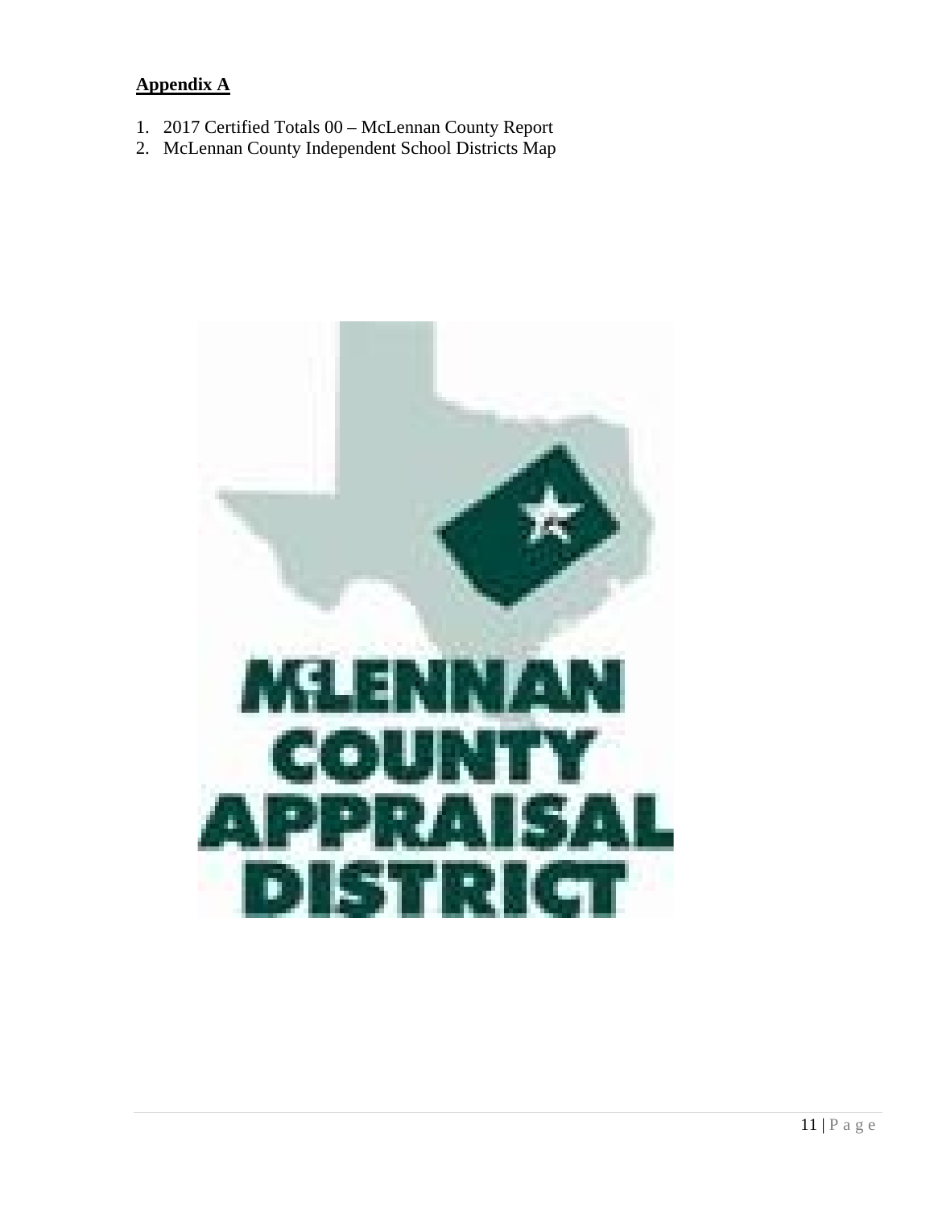**Appendix A**

1. 2017 Certified Totals 00 – McLennan County Report
2. McLennan County Independent School Districts Map